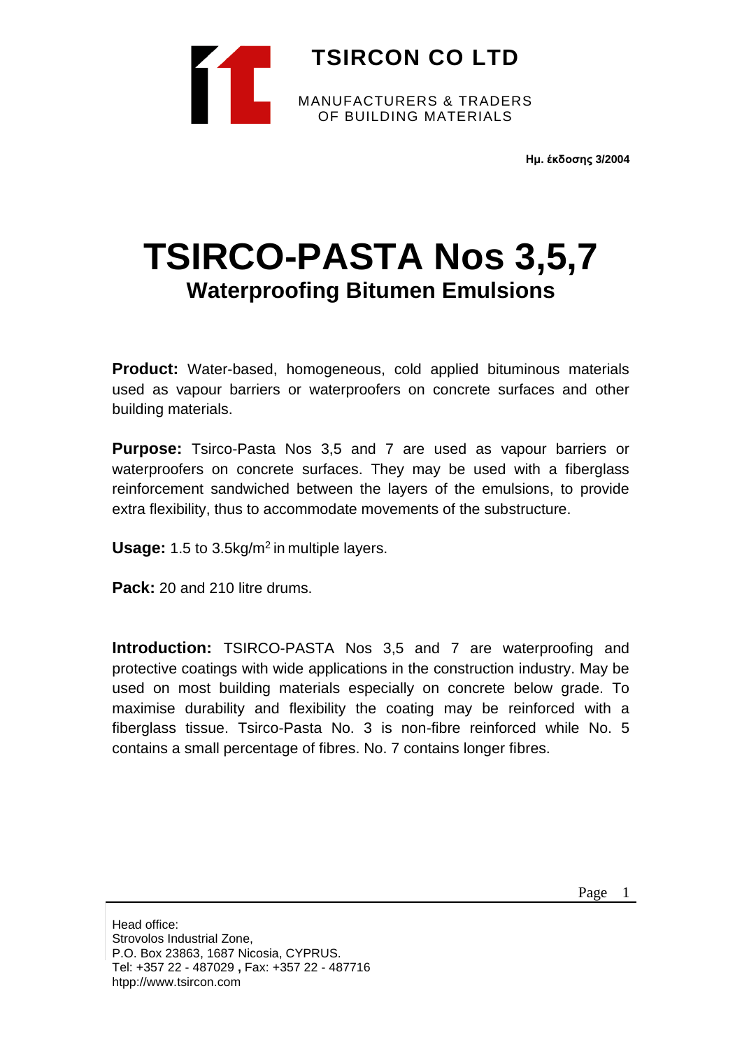**TSIRCON CO LTD**

MANUFACTURERS & TRADERS
OF BUILDING MATERIALS

**Ημ. έκδοσης 3/2004**

# TSIRCO-PASTA Nos 3,5,7

## Waterproofing Bitumen Emulsions

**Product:** Water-based, homogeneous, cold applied bituminous materials used as vapour barriers or waterproofers on concrete surfaces and other building materials.

**Purpose:** Tsirco-Pasta Nos 3,5 and 7 are used as vapour barriers or waterproofers on concrete surfaces. They may be used with a fiberglass reinforcement sandwiched between the layers of the emulsions, to provide extra flexibility, thus to accommodate movements of the substructure.

**Usage:** 1.5 to 3.5kg/$m^2$ in multiple layers.

**Pack:** 20 and 210 litre drums.

**Introduction:** TSIRCO-PASTA Nos 3,5 and 7 are waterproofing and protective coatings with wide applications in the construction industry. May be used on most building materials especially on concrete below grade. To maximise durability and flexibility the coating may be reinforced with a fiberglass tissue. Tsirco-Pasta No. 3 is non-fibre reinforced while No. 5 contains a small percentage of fibres. No. 7 contains longer fibres.

Head office:
Strovolos Industrial Zone,
P.O. Box 23863, 1687 Nicosia, CYPRUS.
Tel: +357 22 - 487029 **,** Fax: +357 22 - 487716
htpp://www.tsircon.com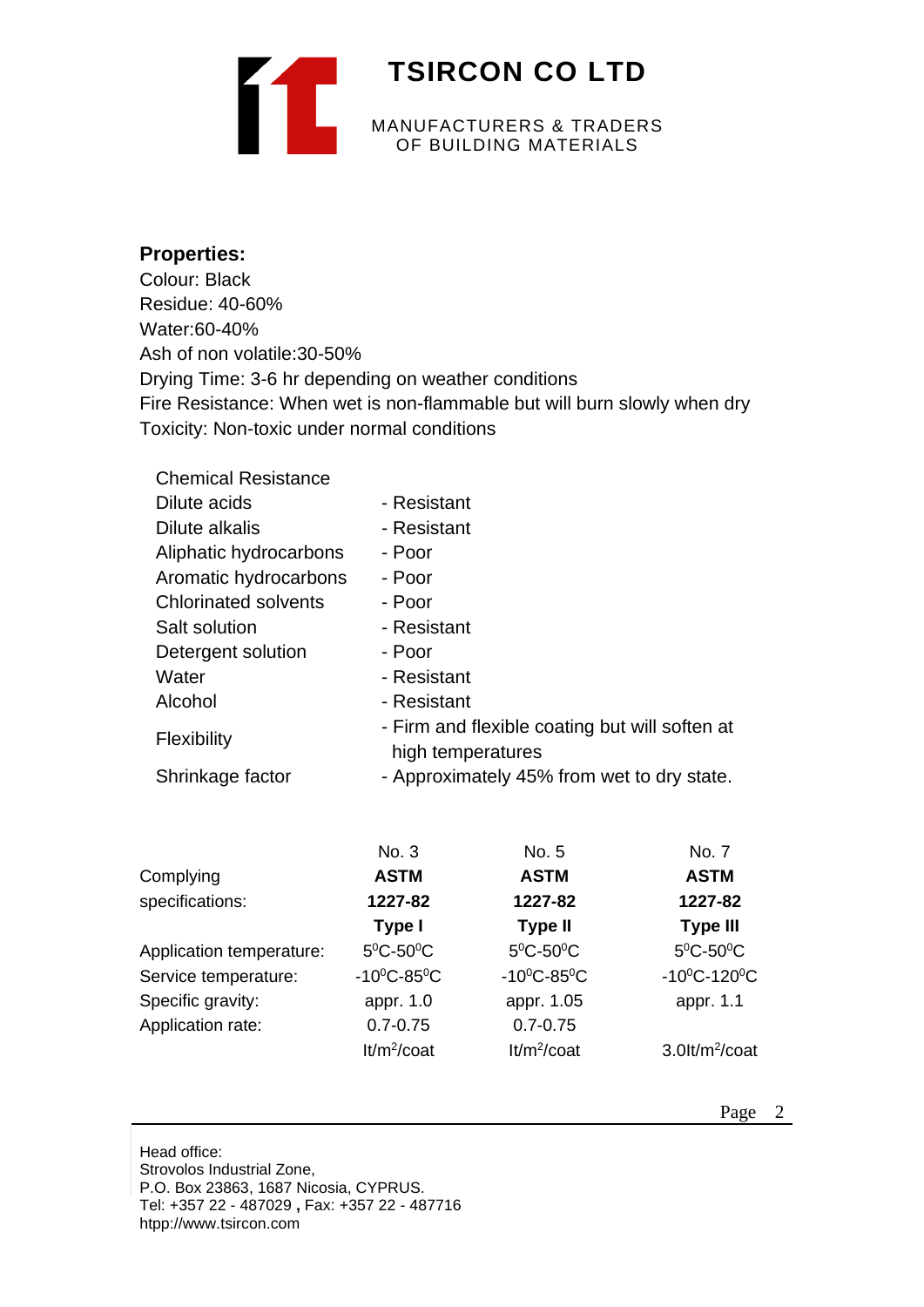**Properties:**

Colour: Black
Residue: 40-60%
Water:60-40%
Ash of non volatile:30-50%
Drying Time: 3-6 hr depending on weather conditions
Fire Resistance: When wet is non-flammable but will burn slowly when dry
Toxicity: Non-toxic under normal conditions

| Chemical Resistance | |
|---|---|
| Dilute acids | - Resistant |
| Dilute alkalis | - Resistant |
| Aliphatic hydrocarbons | - Poor |
| Aromatic hydrocarbons | - Poor |
| Chlorinated solvents | - Poor |
| Salt solution | - Resistant |
| Detergent solution | - Poor |
| Water | - Resistant |
| Alcohol | - Resistant |
| Flexibility | - Firm and flexible coating but will soften at high temperatures |
| Shrinkage factor | - Approximately 45% from wet to dry state. |

| | No. 3 | No. 5 | No. 7 |
|---|---|---|---|
| Complying specifications: | **ASTM 1227-82 Type I** | **ASTM 1227-82 Type II** | **ASTM 1227-82 Type III** |
| Application temperature: | $5^0$C-$50^0$C | $5^0$C-$50^0$C | $5^0$C-$50^0$C |
| Service temperature: | -$10^0$C-$85^0$C | -$10^0$C-$85^0$C | -$10^0$C-$120^0$C |
| Specific gravity: | appr. 1.0 | appr. 1.05 | appr. 1.1 |
| Application rate: | 0.7-0.75 lt/$m^2$/coat | 0.7-0.75 lt/$m^2$/coat | 3.0lt/$m^2$/coat |

Head office:
Strovolos Industrial Zone,
P.O. Box 23863, 1687 Nicosia, CYPRUS.
Tel: +357 22 - 487029 **,** Fax: +357 22 - 487716
htpp://www.tsircon.com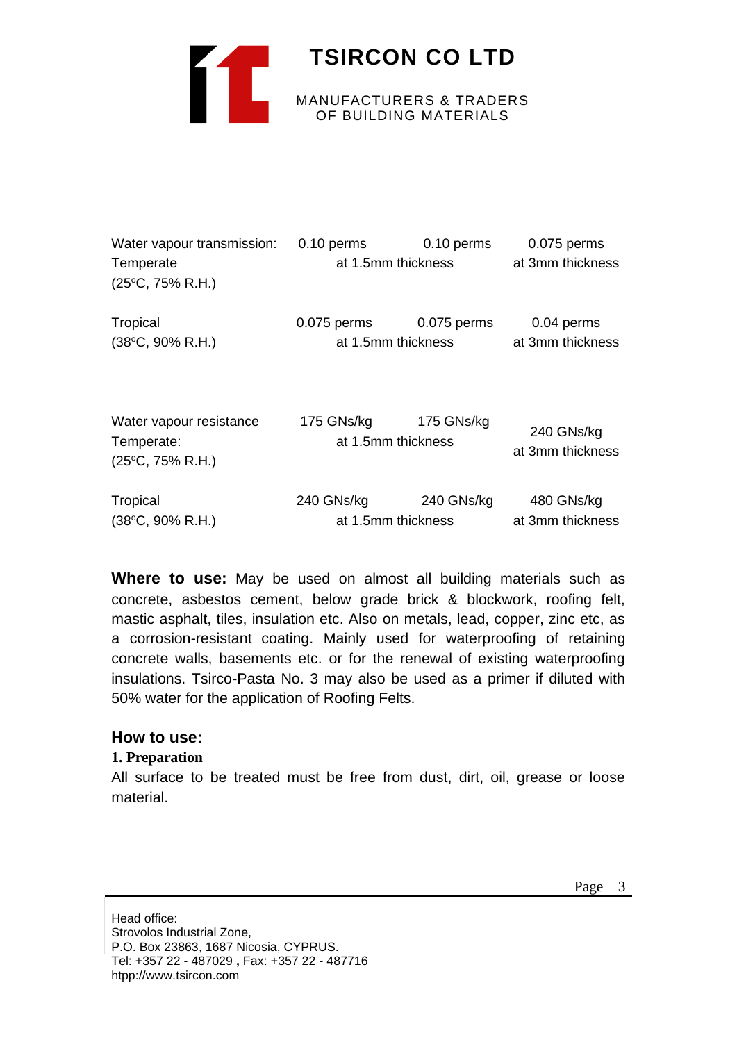# TSIRCON CO LTD

MANUFACTURERS & TRADERS OF BUILDING MATERIALS

| | | | |
|---|---|---|---|
| Water vapour transmission: Temperate (25°C, 75% R.H.) | 0.10 perms | 0.10 perms | 0.075 perms |
| | at 1.5mm thickness | | at 3mm thickness |
| Tropical (38°C, 90% R.H.) | 0.075 perms | 0.075 perms | 0.04 perms |
| | at 1.5mm thickness | | at 3mm thickness |
| Water vapour resistance Temperate: (25°C, 75% R.H.) | 175 GNs/kg | 175 GNs/kg | 240 GNs/kg |
| | at 1.5mm thickness | | at 3mm thickness |
| Tropical (38°C, 90% R.H.) | 240 GNs/kg | 240 GNs/kg | 480 GNs/kg |
| | at 1.5mm thickness | | at 3mm thickness |

**Where to use:** May be used on almost all building materials such as concrete, asbestos cement, below grade brick & blockwork, roofing felt, mastic asphalt, tiles, insulation etc. Also on metals, lead, copper, zinc etc, as a corrosion-resistant coating. Mainly used for waterproofing of retaining concrete walls, basements etc. or for the renewal of existing waterproofing insulations. Tsirco-Pasta No. 3 may also be used as a primer if diluted with 50% water for the application of Roofing Felts.

## How to use:

### 1. Preparation

All surface to be treated must be free from dust, dirt, oil, grease or loose material.

Head office:
Strovolos Industrial Zone,
P.O. Box 23863, 1687 Nicosia, CYPRUS.
Tel: +357 22 - 487029 , Fax: +357 22 - 487716
htpp://www.tsircon.com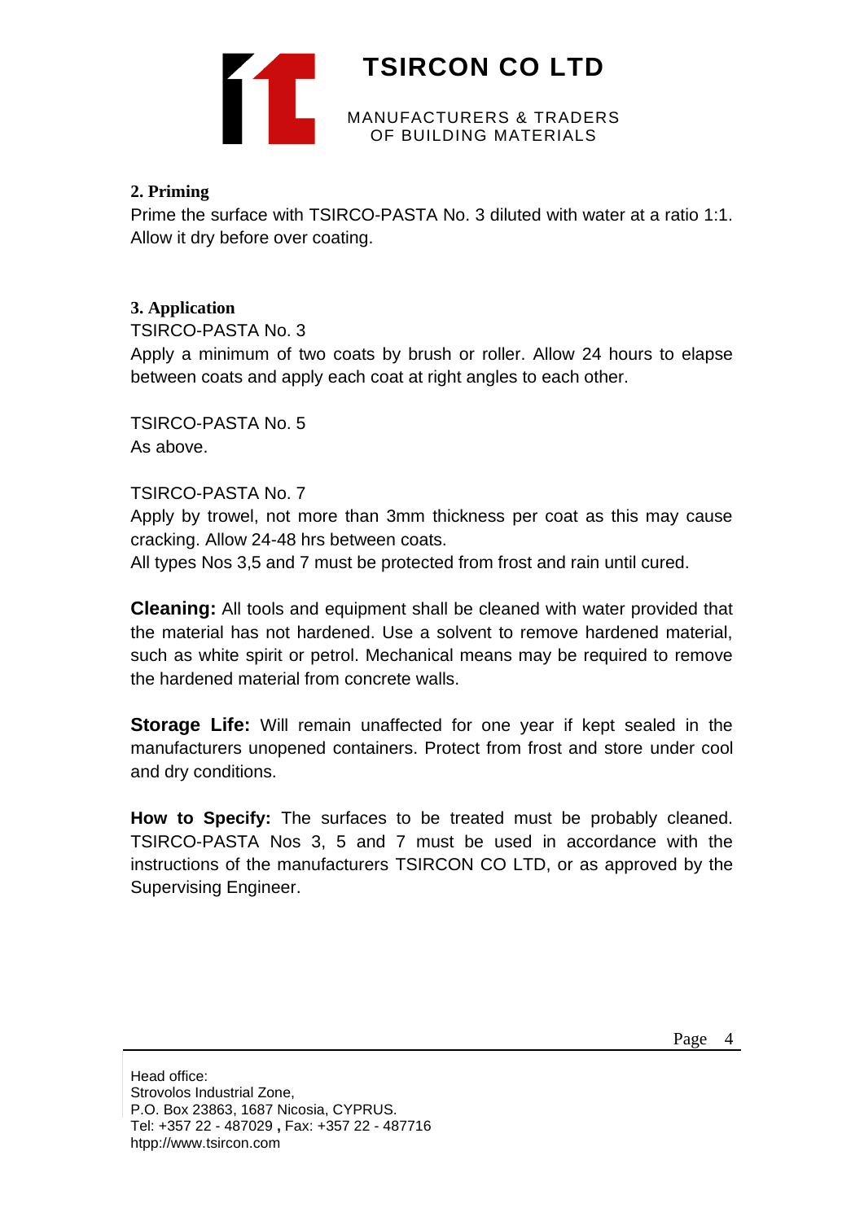### 2. Priming

Prime the surface with TSIRCO-PASTA No. 3 diluted with water at a ratio 1:1. Allow it dry before over coating.

### 3. Application

TSIRCO-PASTA No. 3
Apply a minimum of two coats by brush or roller. Allow 24 hours to elapse between coats and apply each coat at right angles to each other.

TSIRCO-PASTA No. 5
As above.

TSIRCO-PASTA No. 7
Apply by trowel, not more than 3mm thickness per coat as this may cause cracking. Allow 24-48 hrs between coats.
All types Nos 3,5 and 7 must be protected from frost and rain until cured.

**Cleaning:** All tools and equipment shall be cleaned with water provided that the material has not hardened. Use a solvent to remove hardened material, such as white spirit or petrol. Mechanical means may be required to remove the hardened material from concrete walls.

**Storage Life:** Will remain unaffected for one year if kept sealed in the manufacturers unopened containers. Protect from frost and store under cool and dry conditions.

**How to Specify:** The surfaces to be treated must be probably cleaned. TSIRCO-PASTA Nos 3, 5 and 7 must be used in accordance with the instructions of the manufacturers TSIRCON CO LTD, or as approved by the Supervising Engineer.